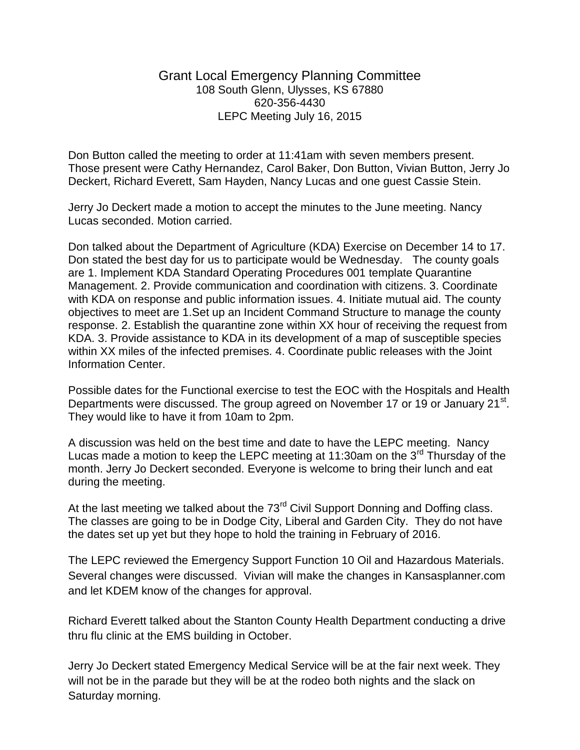# Grant Local Emergency Planning Committee

108 South Glenn, Ulysses, KS 67880
620-356-4430
LEPC Meeting July 16, 2015

Don Button called the meeting to order at 11:41am with seven members present. Those present were Cathy Hernandez, Carol Baker, Don Button, Vivian Button, Jerry Jo Deckert, Richard Everett, Sam Hayden, Nancy Lucas and one guest Cassie Stein.

Jerry Jo Deckert made a motion to accept the minutes to the June meeting. Nancy Lucas seconded. Motion carried.

Don talked about the Department of Agriculture (KDA) Exercise on December 14 to 17. Don stated the best day for us to participate would be Wednesday. The county goals are 1. Implement KDA Standard Operating Procedures 001 template Quarantine Management. 2. Provide communication and coordination with citizens. 3. Coordinate with KDA on response and public information issues. 4. Initiate mutual aid. The county objectives to meet are 1.Set up an Incident Command Structure to manage the county response. 2. Establish the quarantine zone within XX hour of receiving the request from KDA. 3. Provide assistance to KDA in its development of a map of susceptible species within XX miles of the infected premises. 4. Coordinate public releases with the Joint Information Center.

Possible dates for the Functional exercise to test the EOC with the Hospitals and Health Departments were discussed. The group agreed on November 17 or 19 or January 21st. They would like to have it from 10am to 2pm.

A discussion was held on the best time and date to have the LEPC meeting. Nancy Lucas made a motion to keep the LEPC meeting at 11:30am on the 3rd Thursday of the month. Jerry Jo Deckert seconded. Everyone is welcome to bring their lunch and eat during the meeting.

At the last meeting we talked about the 73rd Civil Support Donning and Doffing class. The classes are going to be in Dodge City, Liberal and Garden City. They do not have the dates set up yet but they hope to hold the training in February of 2016.

The LEPC reviewed the Emergency Support Function 10 Oil and Hazardous Materials. Several changes were discussed. Vivian will make the changes in Kansasplanner.com and let KDEM know of the changes for approval.

Richard Everett talked about the Stanton County Health Department conducting a drive thru flu clinic at the EMS building in October.

Jerry Jo Deckert stated Emergency Medical Service will be at the fair next week. They will not be in the parade but they will be at the rodeo both nights and the slack on Saturday morning.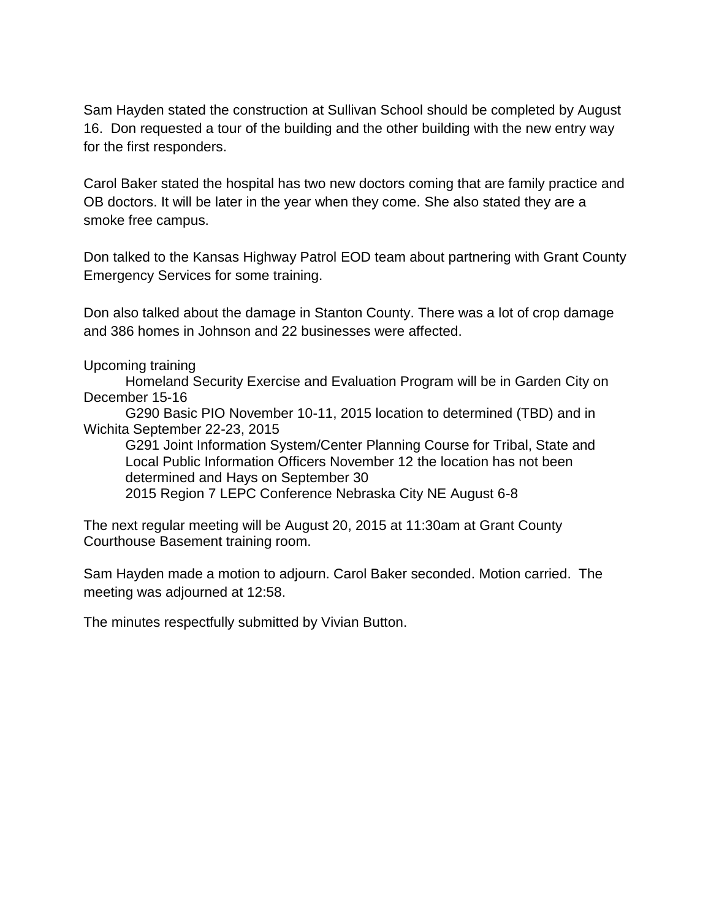Sam Hayden stated the construction at Sullivan School should be completed by August 16. Don requested a tour of the building and the other building with the new entry way for the first responders.

Carol Baker stated the hospital has two new doctors coming that are family practice and OB doctors. It will be later in the year when they come. She also stated they are a smoke free campus.

Don talked to the Kansas Highway Patrol EOD team about partnering with Grant County Emergency Services for some training.

Don also talked about the damage in Stanton County. There was a lot of crop damage and 386 homes in Johnson and 22 businesses were affected.

Upcoming training

- Homeland Security Exercise and Evaluation Program will be in Garden City on December 15-16
- G290 Basic PIO November 10-11, 2015 location to determined (TBD) and in Wichita September 22-23, 2015
- G291 Joint Information System/Center Planning Course for Tribal, State and Local Public Information Officers November 12 the location has not been determined and Hays on September 30
- 2015 Region 7 LEPC Conference Nebraska City NE August 6-8

The next regular meeting will be August 20, 2015 at 11:30am at Grant County Courthouse Basement training room.

Sam Hayden made a motion to adjourn. Carol Baker seconded. Motion carried. The meeting was adjourned at 12:58.

The minutes respectfully submitted by Vivian Button.